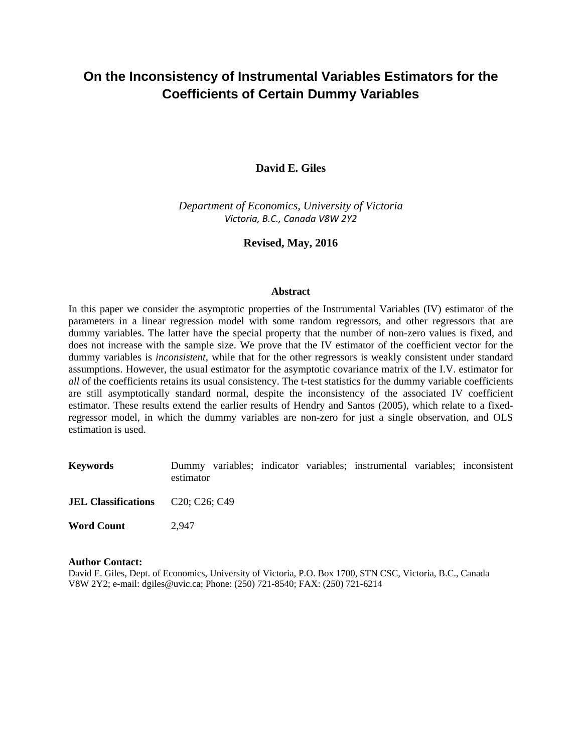# On the Inconsistency of Instrumental Variables Estimators for the Coefficients of Certain Dummy Variables

**David E. Giles**

*Department of Economics, University of Victoria*
*Victoria, B.C., Canada V8W 2Y2*

**Revised, May, 2016**

#### Abstract

In this paper we consider the asymptotic properties of the Instrumental Variables (IV) estimator of the parameters in a linear regression model with some random regressors, and other regressors that are dummy variables. The latter have the special property that the number of non-zero values is fixed, and does not increase with the sample size. We prove that the IV estimator of the coefficient vector for the dummy variables is *inconsistent*, while that for the other regressors is weakly consistent under standard assumptions. However, the usual estimator for the asymptotic covariance matrix of the I.V. estimator for *all* of the coefficients retains its usual consistency. The t-test statistics for the dummy variable coefficients are still asymptotically standard normal, despite the inconsistency of the associated IV coefficient estimator. These results extend the earlier results of Hendry and Santos (2005), which relate to a fixed-regressor model, in which the dummy variables are non-zero for just a single observation, and OLS estimation is used.

**Keywords** Dummy variables; indicator variables; instrumental variables; inconsistent estimator

**JEL Classifications** C20; C26; C49

**Word Count** 2,947

**Author Contact:**
David E. Giles, Dept. of Economics, University of Victoria, P.O. Box 1700, STN CSC, Victoria, B.C., Canada V8W 2Y2; e-mail: dgiles@uvic.ca; Phone: (250) 721-8540; FAX: (250) 721-6214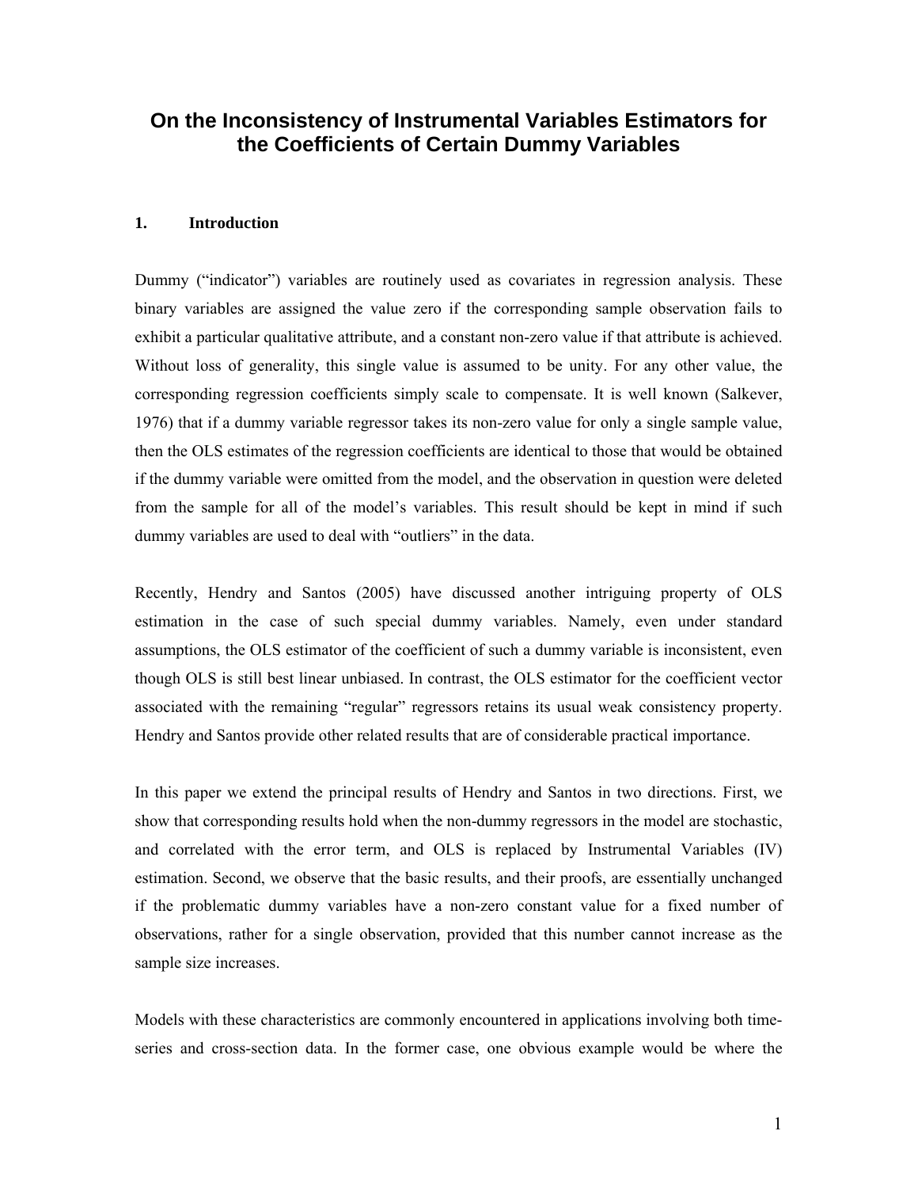# On the Inconsistency of Instrumental Variables Estimators for the Coefficients of Certain Dummy Variables

## 1. Introduction

Dummy ("indicator") variables are routinely used as covariates in regression analysis. These binary variables are assigned the value zero if the corresponding sample observation fails to exhibit a particular qualitative attribute, and a constant non-zero value if that attribute is achieved. Without loss of generality, this single value is assumed to be unity. For any other value, the corresponding regression coefficients simply scale to compensate. It is well known (Salkever, 1976) that if a dummy variable regressor takes its non-zero value for only a single sample value, then the OLS estimates of the regression coefficients are identical to those that would be obtained if the dummy variable were omitted from the model, and the observation in question were deleted from the sample for all of the model's variables. This result should be kept in mind if such dummy variables are used to deal with "outliers" in the data.

Recently, Hendry and Santos (2005) have discussed another intriguing property of OLS estimation in the case of such special dummy variables. Namely, even under standard assumptions, the OLS estimator of the coefficient of such a dummy variable is inconsistent, even though OLS is still best linear unbiased. In contrast, the OLS estimator for the coefficient vector associated with the remaining "regular" regressors retains its usual weak consistency property. Hendry and Santos provide other related results that are of considerable practical importance.

In this paper we extend the principal results of Hendry and Santos in two directions. First, we show that corresponding results hold when the non-dummy regressors in the model are stochastic, and correlated with the error term, and OLS is replaced by Instrumental Variables (IV) estimation. Second, we observe that the basic results, and their proofs, are essentially unchanged if the problematic dummy variables have a non-zero constant value for a fixed number of observations, rather for a single observation, provided that this number cannot increase as the sample size increases.

Models with these characteristics are commonly encountered in applications involving both time-series and cross-section data. In the former case, one obvious example would be where the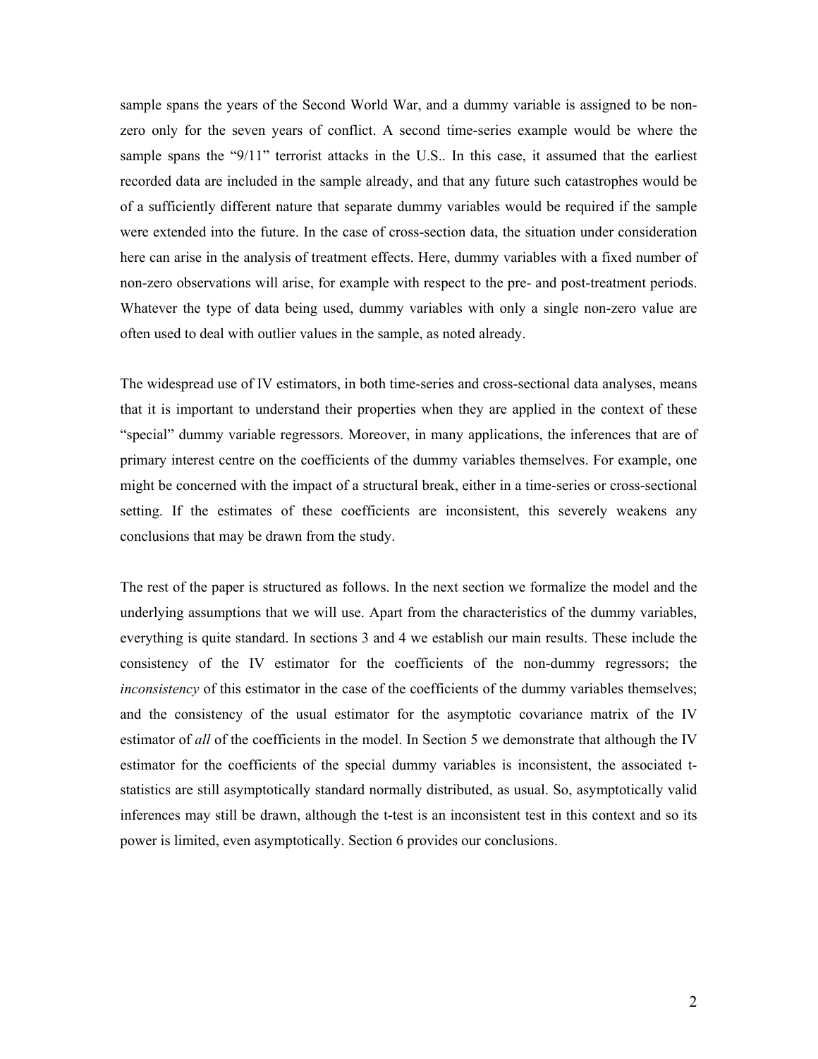sample spans the years of the Second World War, and a dummy variable is assigned to be non-zero only for the seven years of conflict. A second time-series example would be where the sample spans the "9/11" terrorist attacks in the U.S.. In this case, it assumed that the earliest recorded data are included in the sample already, and that any future such catastrophes would be of a sufficiently different nature that separate dummy variables would be required if the sample were extended into the future. In the case of cross-section data, the situation under consideration here can arise in the analysis of treatment effects. Here, dummy variables with a fixed number of non-zero observations will arise, for example with respect to the pre- and post-treatment periods. Whatever the type of data being used, dummy variables with only a single non-zero value are often used to deal with outlier values in the sample, as noted already.

The widespread use of IV estimators, in both time-series and cross-sectional data analyses, means that it is important to understand their properties when they are applied in the context of these "special" dummy variable regressors. Moreover, in many applications, the inferences that are of primary interest centre on the coefficients of the dummy variables themselves. For example, one might be concerned with the impact of a structural break, either in a time-series or cross-sectional setting. If the estimates of these coefficients are inconsistent, this severely weakens any conclusions that may be drawn from the study.

The rest of the paper is structured as follows. In the next section we formalize the model and the underlying assumptions that we will use. Apart from the characteristics of the dummy variables, everything is quite standard. In sections 3 and 4 we establish our main results. These include the consistency of the IV estimator for the coefficients of the non-dummy regressors; the *inconsistency* of this estimator in the case of the coefficients of the dummy variables themselves; and the consistency of the usual estimator for the asymptotic covariance matrix of the IV estimator of *all* of the coefficients in the model. In Section 5 we demonstrate that although the IV estimator for the coefficients of the special dummy variables is inconsistent, the associated t-statistics are still asymptotically standard normally distributed, as usual. So, asymptotically valid inferences may still be drawn, although the t-test is an inconsistent test in this context and so its power is limited, even asymptotically. Section 6 provides our conclusions.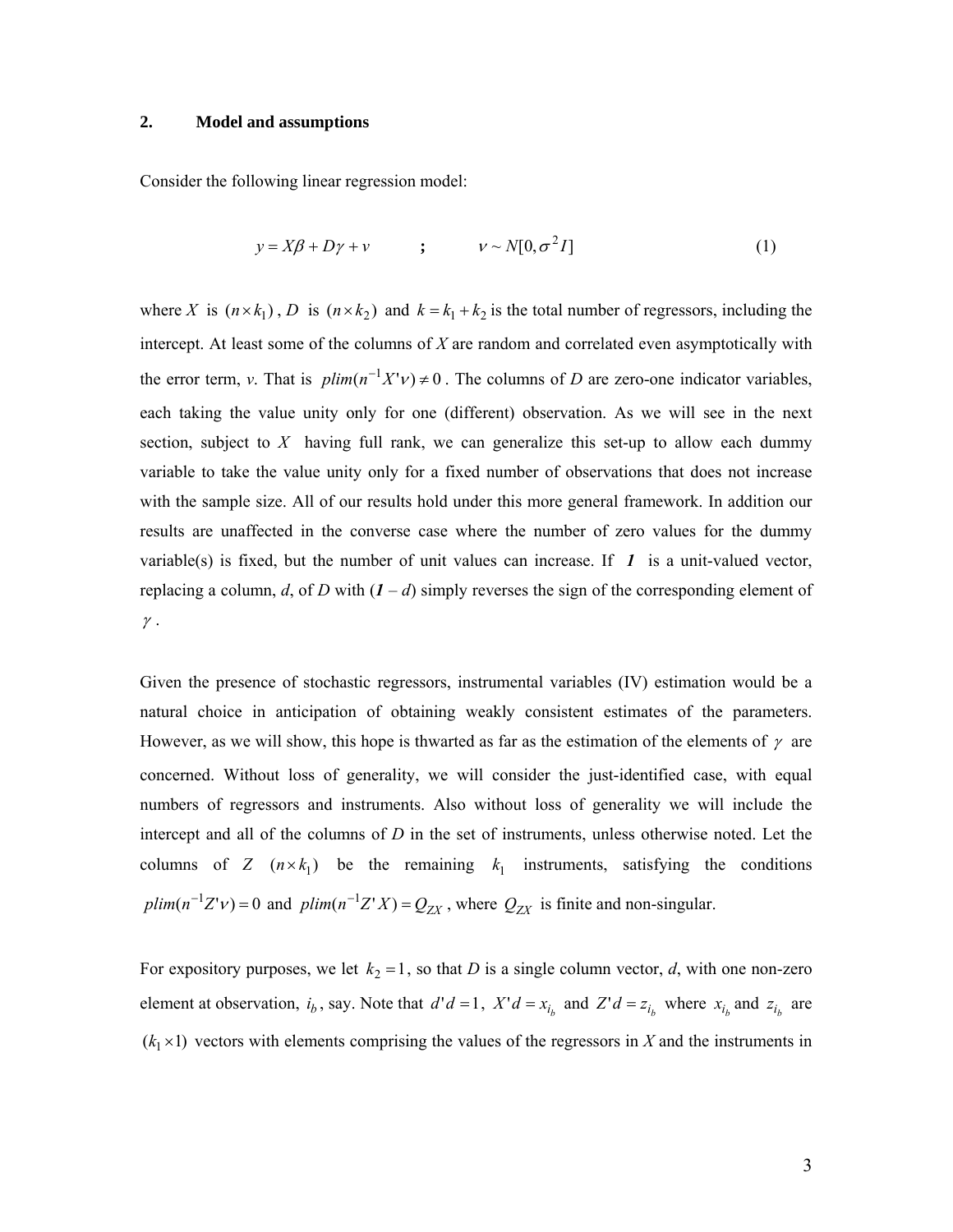## 2. Model and assumptions

Consider the following linear regression model:

$$y = X\beta + D\gamma + v \qquad ; \qquad v \sim N[0, \sigma^2 I] \tag{1}$$

where $X$ is $(n \times k_1)$, $D$ is $(n \times k_2)$ and $k = k_1 + k_2$ is the total number of regressors, including the intercept. At least some of the columns of $X$ are random and correlated even asymptotically with the error term, $v$. That is $plim(n^{-1}X'v) \neq 0$. The columns of $D$ are zero-one indicator variables, each taking the value unity only for one (different) observation. As we will see in the next section, subject to $X$ having full rank, we can generalize this set-up to allow each dummy variable to take the value unity only for a fixed number of observations that does not increase with the sample size. All of our results hold under this more general framework. In addition our results are unaffected in the converse case where the number of zero values for the dummy variable(s) is fixed, but the number of unit values can increase. If $\mathbf{1}$ is a unit-valued vector, replacing a column, $d$, of $D$ with $(\mathbf{1} - d)$ simply reverses the sign of the corresponding element of $\gamma$.

Given the presence of stochastic regressors, instrumental variables (IV) estimation would be a natural choice in anticipation of obtaining weakly consistent estimates of the parameters. However, as we will show, this hope is thwarted as far as the estimation of the elements of $\gamma$ are concerned. Without loss of generality, we will consider the just-identified case, with equal numbers of regressors and instruments. Also without loss of generality we will include the intercept and all of the columns of $D$ in the set of instruments, unless otherwise noted. Let the columns of $Z$ $(n \times k_1)$ be the remaining $k_1$ instruments, satisfying the conditions $plim(n^{-1}Z'v) = 0$ and $plim(n^{-1}Z'X) = Q_{ZX}$, where $Q_{ZX}$ is finite and non-singular.

For expository purposes, we let $k_2 = 1$, so that $D$ is a single column vector, $d$, with one non-zero element at observation, $i_b$, say. Note that $d'd = 1$, $X'd = x_{i_b}$ and $Z'd = z_{i_b}$ where $x_{i_b}$ and $z_{i_b}$ are $(k_1 \times 1)$ vectors with elements comprising the values of the regressors in $X$ and the instruments in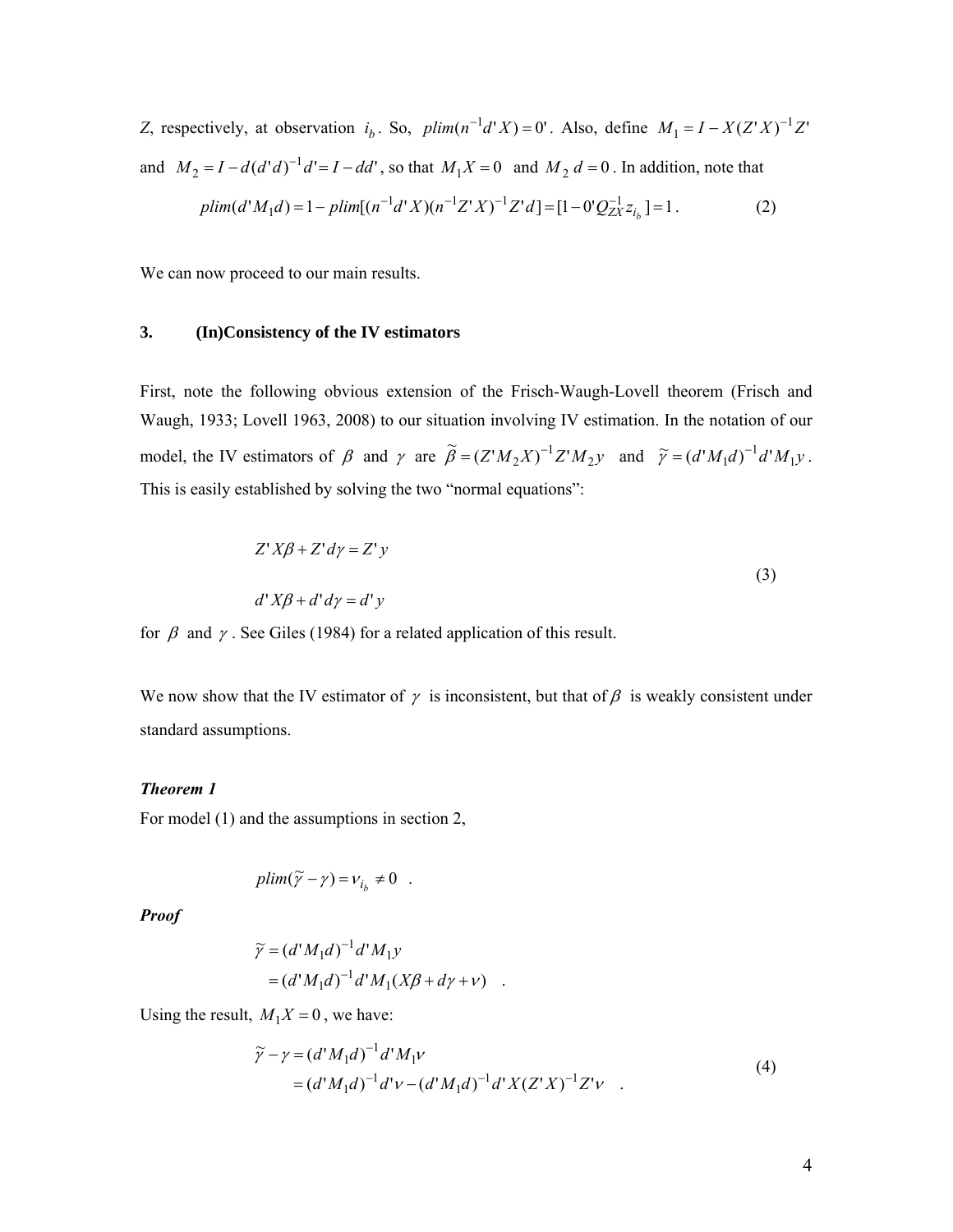$Z$, respectively, at observation $i_b$. So, $plim(n^{-1}d'X) = 0'$. Also, define $M_1 = I - X(Z'X)^{-1}Z'$ and $M_2 = I - d(d'd)^{-1}d' = I - dd'$, so that $M_1 X = 0$ and $M_2\, d = 0$. In addition, note that

$$plim(d'M_1 d) = 1 - plim[(n^{-1}d'X)(n^{-1}Z'X)^{-1}Z'd] = [1 - 0'Q_{ZX}^{-1}z_{i_b}] = 1\,. \tag{2}$$

We can now proceed to our main results.

## 3. (In)Consistency of the IV estimators

First, note the following obvious extension of the Frisch-Waugh-Lovell theorem (Frisch and Waugh, 1933; Lovell 1963, 2008) to our situation involving IV estimation. In the notation of our model, the IV estimators of $\beta$ and $\gamma$ are $\tilde{\beta} = (Z'M_2 X)^{-1}Z'M_2 y$ and $\tilde{\gamma} = (d'M_1 d)^{-1}d'M_1 y$. This is easily established by solving the two "normal equations":

$$
\begin{aligned}
&Z'X\beta + Z'd\gamma = Z'y \\
&d'X\beta + d'd\gamma = d'y
\end{aligned}
\tag{3}
$$

for $\beta$ and $\gamma$. See Giles (1984) for a related application of this result.

We now show that the IV estimator of $\gamma$ is inconsistent, but that of $\beta$ is weakly consistent under standard assumptions.

***Theorem 1***

For model (1) and the assumptions in section 2,

$$plim(\tilde{\gamma} - \gamma) = v_{i_b} \neq 0 \quad .$$

***Proof***

$$
\begin{aligned}
\tilde{\gamma} &= (d'M_1 d)^{-1}d'M_1 y \\
&= (d'M_1 d)^{-1}d'M_1(X\beta + d\gamma + v) \quad .
\end{aligned}
$$

Using the result, $M_1 X = 0$, we have:

$$
\begin{aligned}
\tilde{\gamma} - \gamma &= (d'M_1 d)^{-1}d'M_1 v \\
&= (d'M_1 d)^{-1}d'v - (d'M_1 d)^{-1}d'X(Z'X)^{-1}Z'v \quad .
\end{aligned}
\tag{4}
$$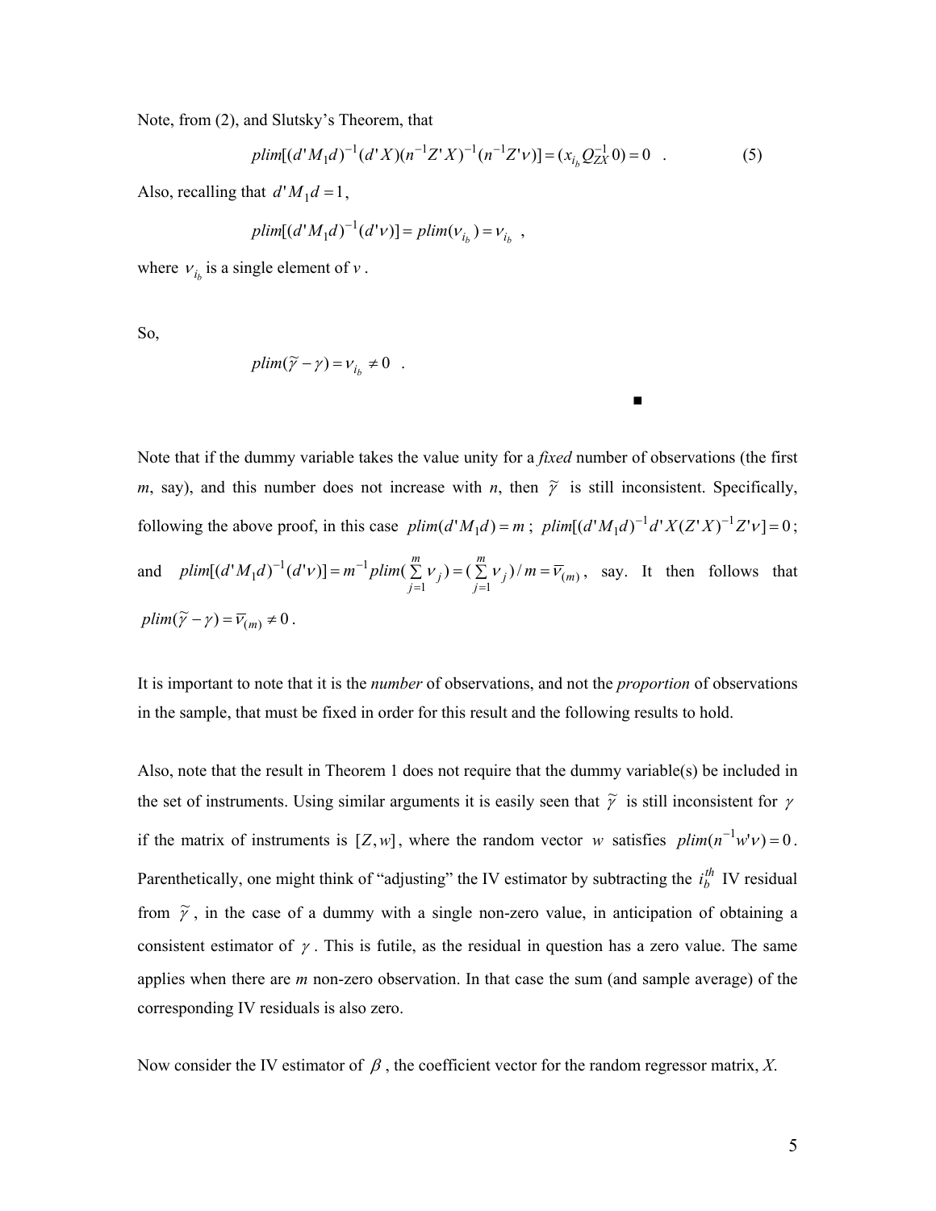Note, from (2), and Slutsky's Theorem, that

$$plim[(d'M_1d)^{-1}(d'X)(n^{-1}Z'X)^{-1}(n^{-1}Z'\nu)] = (x_{i_b}Q_{ZX}^{-1}0) = 0 \quad . \tag{5}$$

Also, recalling that $d'M_1d = 1$,

$$plim[(d'M_1d)^{-1}(d'\nu)] = plim(\nu_{i_b}) = \nu_{i_b} \quad ,$$

where $\nu_{i_b}$ is a single element of $v$ .

So,

$$plim(\tilde{\gamma} - \gamma) = \nu_{i_b} \neq 0 \quad .$$

■

Note that if the dummy variable takes the value unity for a *fixed* number of observations (the first $m$, say), and this number does not increase with $n$, then $\tilde{\gamma}$ is still inconsistent. Specifically, following the above proof, in this case $plim(d'M_1d) = m$ ; $plim[(d'M_1d)^{-1}d'X(Z'X)^{-1}Z'\nu] = 0$ ; and $plim[(d'M_1d)^{-1}(d'\nu)] = m^{-1}plim(\sum_{j=1}^{m}\nu_j) = (\sum_{j=1}^{m}\nu_j)/m = \overline{\nu}_{(m)}$ , say. It then follows that $plim(\tilde{\gamma} - \gamma) = \overline{\nu}_{(m)} \neq 0$ .

It is important to note that it is the *number* of observations, and not the *proportion* of observations in the sample, that must be fixed in order for this result and the following results to hold.

Also, note that the result in Theorem 1 does not require that the dummy variable(s) be included in the set of instruments. Using similar arguments it is easily seen that $\tilde{\gamma}$ is still inconsistent for $\gamma$ if the matrix of instruments is $[Z, w]$, where the random vector $w$ satisfies $plim(n^{-1}w'\nu) = 0$. Parenthetically, one might think of "adjusting" the IV estimator by subtracting the $i_b^{th}$ IV residual from $\tilde{\gamma}$ , in the case of a dummy with a single non-zero value, in anticipation of obtaining a consistent estimator of $\gamma$ . This is futile, as the residual in question has a zero value. The same applies when there are $m$ non-zero observation. In that case the sum (and sample average) of the corresponding IV residuals is also zero.

Now consider the IV estimator of $\beta$ , the coefficient vector for the random regressor matrix, $X$.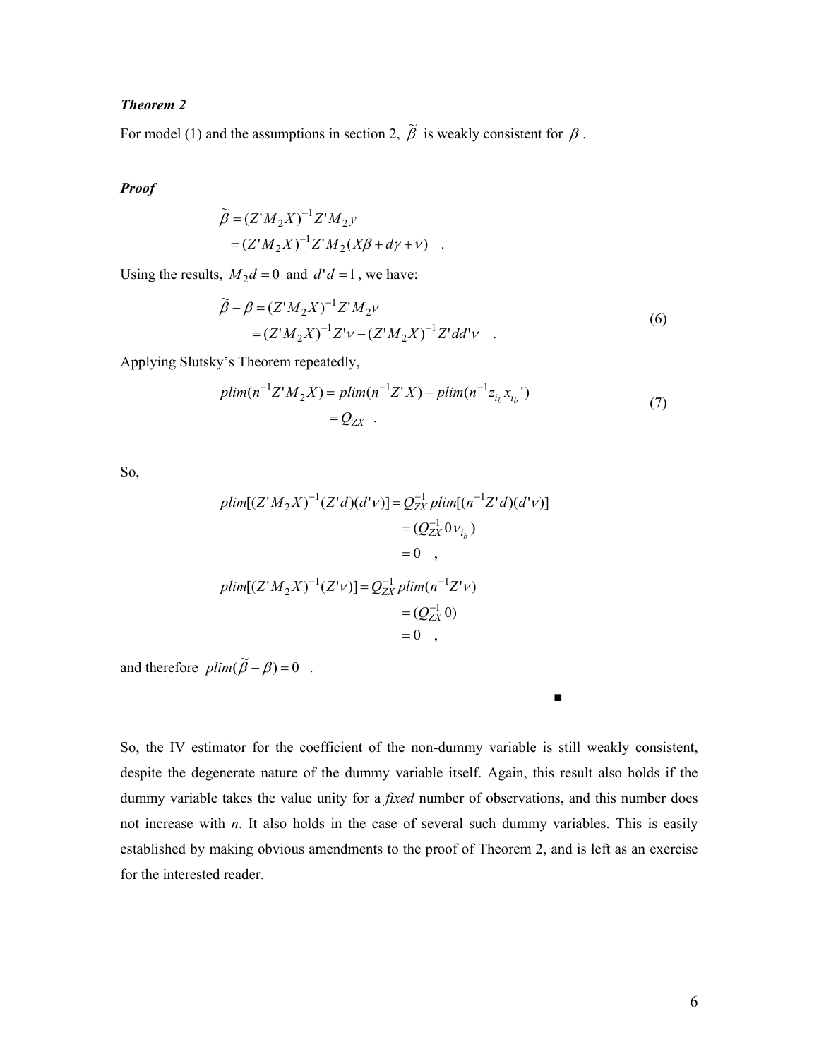***Theorem 2***

For model (1) and the assumptions in section 2, $\tilde{\beta}$ is weakly consistent for $\beta$.

***Proof***

$$
\begin{aligned}
\tilde{\beta} &= (Z'M_2X)^{-1}Z'M_2y \\
&= (Z'M_2X)^{-1}Z'M_2(X\beta + d\gamma + \nu) \quad .
\end{aligned}
$$

Using the results, $M_2d = 0$ and $d'd = 1$, we have:

$$
\begin{aligned}
\tilde{\beta} - \beta &= (Z'M_2X)^{-1}Z'M_2\nu \\
&= (Z'M_2X)^{-1}Z'\nu - (Z'M_2X)^{-1}Z'dd'\nu \quad .
\end{aligned}
\tag{6}
$$

Applying Slutsky's Theorem repeatedly,

$$
\begin{aligned}
plim(n^{-1}Z'M_2X) &= plim(n^{-1}Z'X) - plim(n^{-1}z_{i_b}x_{i_b}') \\
&= Q_{ZX} \quad .
\end{aligned}
\tag{7}
$$

So,

$$
\begin{aligned}
plim[(Z'M_2X)^{-1}(Z'd)(d'\nu)] &= Q_{ZX}^{-1}\, plim[(n^{-1}Z'd)(d'\nu)] \\
&= (Q_{ZX}^{-1}\, 0\, \nu_{i_b}) \\
&= 0 \quad ,
\end{aligned}
$$

$$
\begin{aligned}
plim[(Z'M_2X)^{-1}(Z'\nu)] &= Q_{ZX}^{-1}\, plim(n^{-1}Z'\nu) \\
&= (Q_{ZX}^{-1}\, 0) \\
&= 0 \quad ,
\end{aligned}
$$

and therefore $plim(\tilde{\beta} - \beta) = 0$ .

■

So, the IV estimator for the coefficient of the non-dummy variable is still weakly consistent, despite the degenerate nature of the dummy variable itself. Again, this result also holds if the dummy variable takes the value unity for a *fixed* number of observations, and this number does not increase with *n*. It also holds in the case of several such dummy variables. This is easily established by making obvious amendments to the proof of Theorem 2, and is left as an exercise for the interested reader.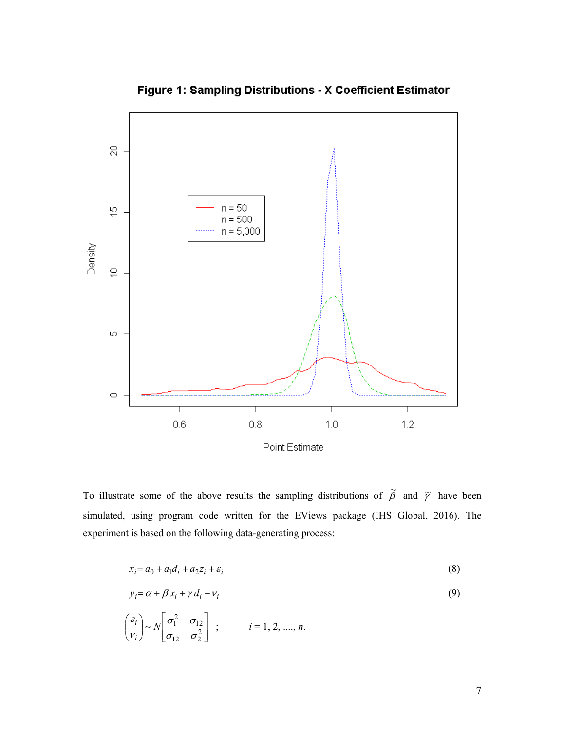**Figure 1: Sampling Distributions - X Coefficient Estimator**

To illustrate some of the above results the sampling distributions of $\tilde{\beta}$ and $\tilde{\gamma}$ have been simulated, using program code written for the EViews package (IHS Global, 2016). The experiment is based on the following data-generating process:

$$x_i = a_0 + a_1 d_i + a_2 z_i + \varepsilon_i \tag{8}$$

$$y_i = \alpha + \beta x_i + \gamma d_i + v_i \tag{9}$$

$$\begin{pmatrix} \varepsilon_i \\ v_i \end{pmatrix} \sim N\begin{bmatrix} \sigma_1^2 & \sigma_{12} \\ \sigma_{12} & \sigma_2^2 \end{bmatrix} \quad ; \qquad i = 1, 2, \ldots., n.$$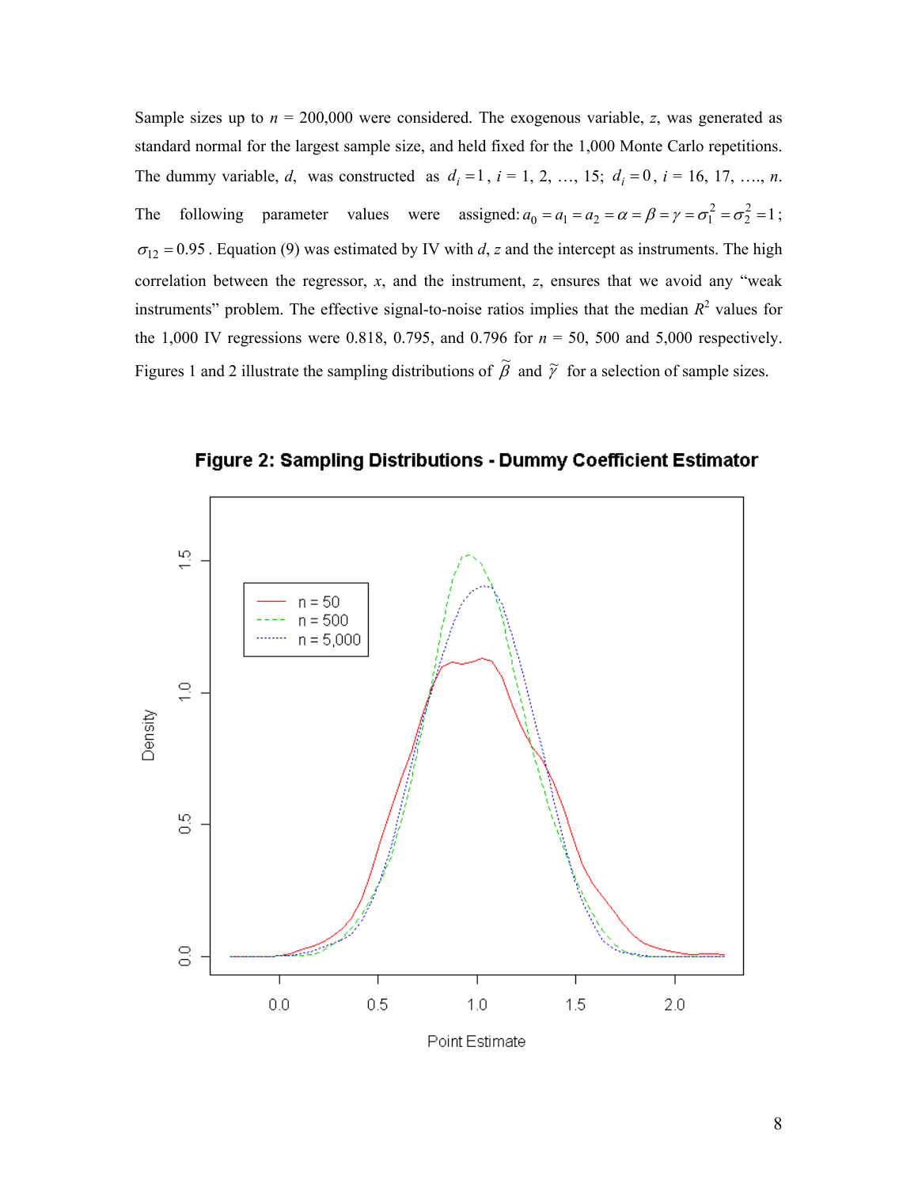Sample sizes up to $n$ = 200,000 were considered. The exogenous variable, $z$, was generated as standard normal for the largest sample size, and held fixed for the 1,000 Monte Carlo repetitions. The dummy variable, $d$, was constructed as $d_i = 1$, $i$ = 1, 2, …, 15; $d_i = 0$, $i$ = 16, 17, …., $n$. The following parameter values were assigned: $a_0 = a_1 = a_2 = \alpha = \beta = \gamma = \sigma_1^2 = \sigma_2^2 = 1$; $\sigma_{12} = 0.95$. Equation (9) was estimated by IV with $d$, $z$ and the intercept as instruments. The high correlation between the regressor, $x$, and the instrument, $z$, ensures that we avoid any "weak instruments" problem. The effective signal-to-noise ratios implies that the median $R^2$ values for the 1,000 IV regressions were 0.818, 0.795, and 0.796 for $n$ = 50, 500 and 5,000 respectively. Figures 1 and 2 illustrate the sampling distributions of $\tilde{\beta}$ and $\tilde{\gamma}$ for a selection of sample sizes.

**Figure 2: Sampling Distributions - Dummy Coefficient Estimator**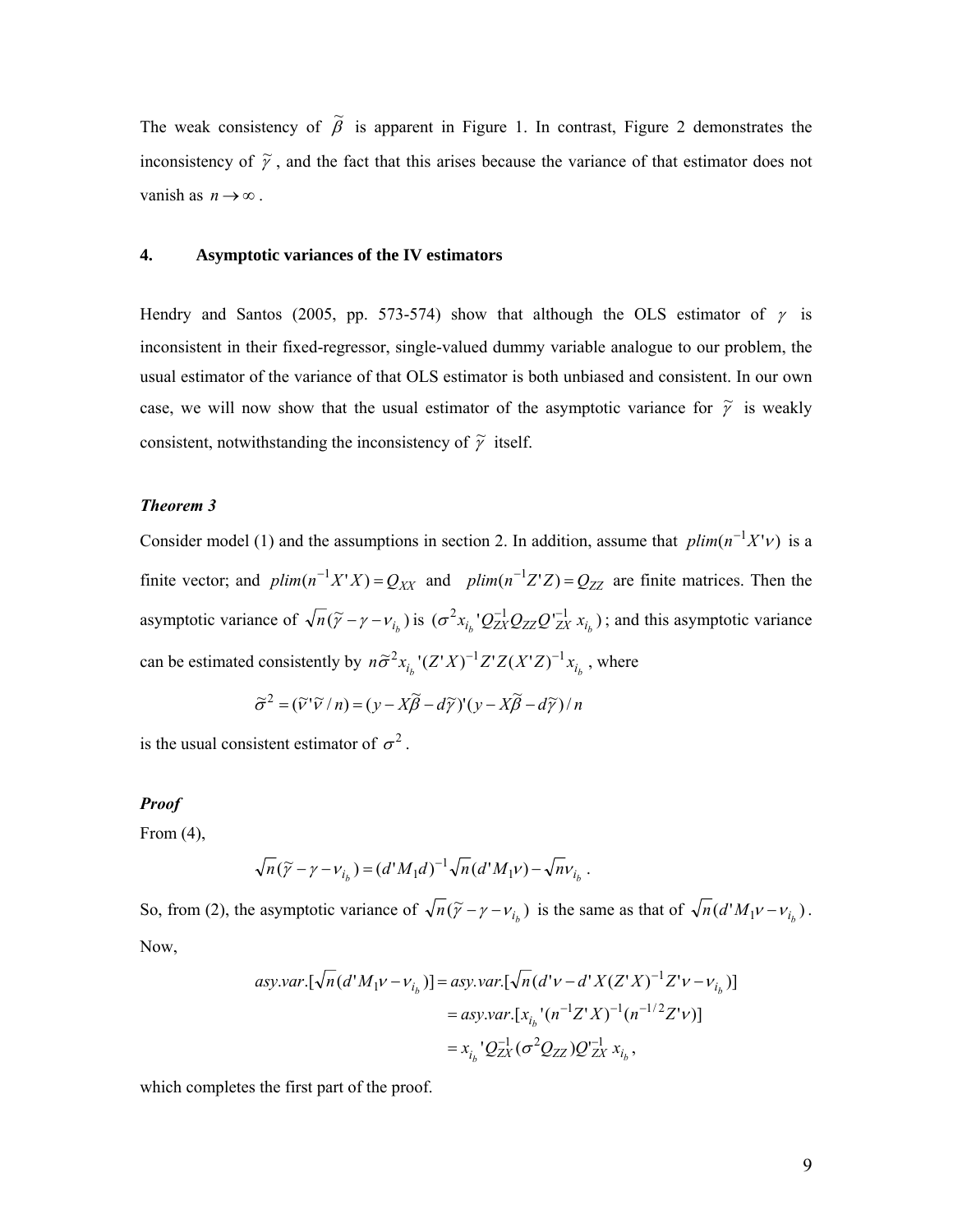The weak consistency of $\tilde{\beta}$ is apparent in Figure 1. In contrast, Figure 2 demonstrates the inconsistency of $\tilde{\gamma}$, and the fact that this arises because the variance of that estimator does not vanish as $n \to \infty$.

## 4. Asymptotic variances of the IV estimators

Hendry and Santos (2005, pp. 573-574) show that although the OLS estimator of $\gamma$ is inconsistent in their fixed-regressor, single-valued dummy variable analogue to our problem, the usual estimator of the variance of that OLS estimator is both unbiased and consistent. In our own case, we will now show that the usual estimator of the asymptotic variance for $\tilde{\gamma}$ is weakly consistent, notwithstanding the inconsistency of $\tilde{\gamma}$ itself.

***Theorem 3***

Consider model (1) and the assumptions in section 2. In addition, assume that $plim(n^{-1}X'\nu)$ is a finite vector; and $plim(n^{-1}X'X) = Q_{XX}$ and $plim(n^{-1}Z'Z) = Q_{ZZ}$ are finite matrices. Then the asymptotic variance of $\sqrt{n}(\tilde{\gamma} - \gamma - \nu_{i_b})$ is $(\sigma^2 x_{i_b}{}' Q_{ZX}^{-1} Q_{ZZ} Q'^{-1}_{ZX}\, x_{i_b})$; and this asymptotic variance can be estimated consistently by $n\tilde{\sigma}^2 x_{i_b}{}'(Z'X)^{-1}Z'Z(X'Z)^{-1}x_{i_b}$, where

$$\tilde{\sigma}^2 = (\tilde{\nu}'\tilde{\nu}/n) = (y - X\tilde{\beta} - d\tilde{\gamma})'(y - X\tilde{\beta} - d\tilde{\gamma})/n$$

is the usual consistent estimator of $\sigma^2$.

***Proof***

From (4),

$$\sqrt{n}(\tilde{\gamma} - \gamma - \nu_{i_b}) = (d'M_1 d)^{-1}\sqrt{n}(d'M_1\nu) - \sqrt{n}\nu_{i_b}\,.$$

So, from (2), the asymptotic variance of $\sqrt{n}(\tilde{\gamma} - \gamma - \nu_{i_b})$ is the same as that of $\sqrt{n}(d'M_1\nu - \nu_{i_b})$. Now,

$$\begin{aligned} asy.var.[\sqrt{n}(d'M_1\nu - \nu_{i_b})] &= asy.var.[\sqrt{n}(d'\nu - d'X(Z'X)^{-1}Z'\nu - \nu_{i_b})] \\ &= asy.var.[x_{i_b}{}'(n^{-1}Z'X)^{-1}(n^{-1/2}Z'\nu)] \\ &= x_{i_b}{}'Q_{ZX}^{-1}(\sigma^2 Q_{ZZ})Q'^{-1}_{ZX}\, x_{i_b}\,, \end{aligned}$$

which completes the first part of the proof.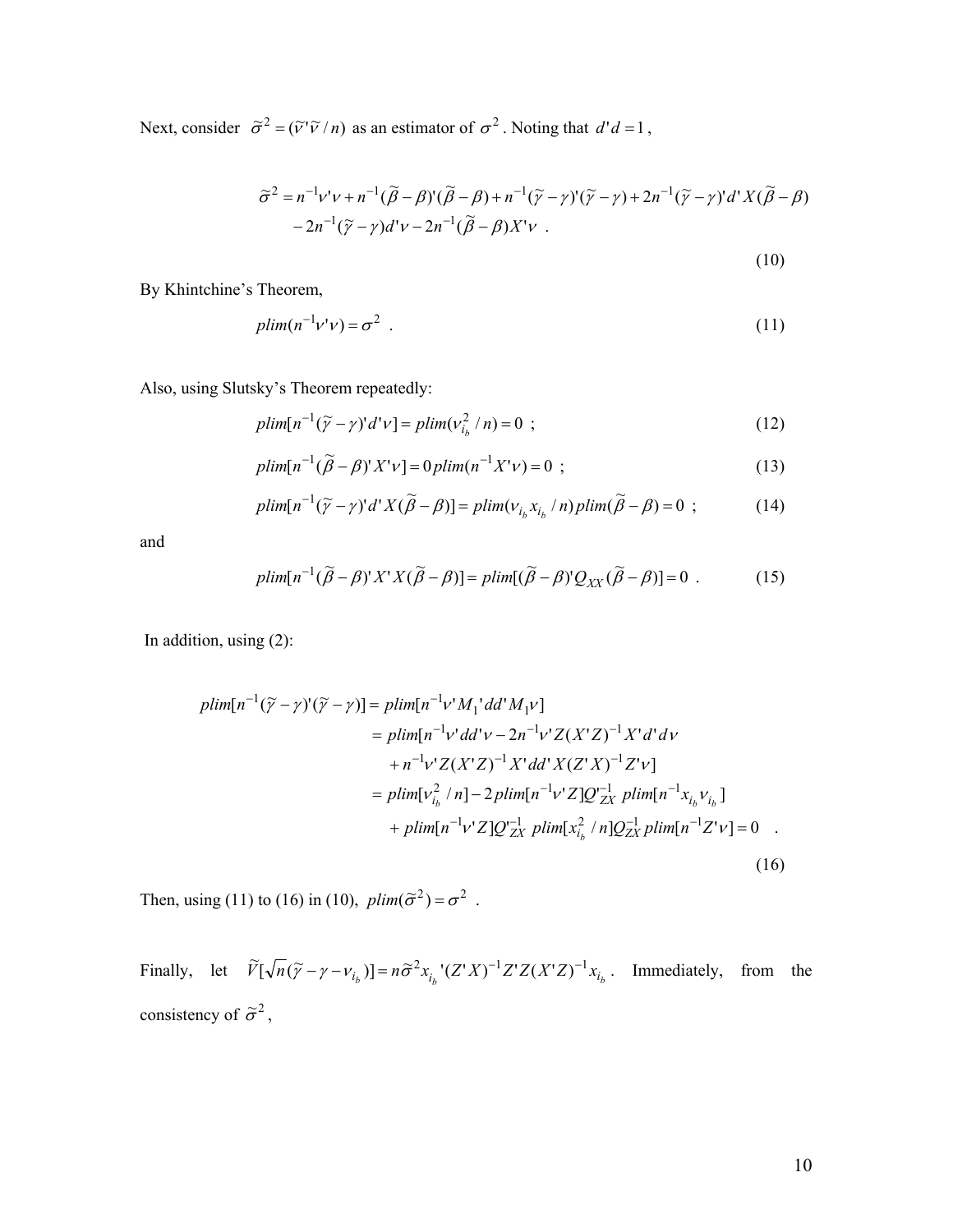Next, consider $\tilde{\sigma}^2 = (\tilde{\nu}'\tilde{\nu}/n)$ as an estimator of $\sigma^2$. Noting that $d'd = 1$,

$$
\begin{aligned}
\tilde{\sigma}^2 = n^{-1}\nu'\nu + n^{-1}(\tilde{\beta}-\beta)'(\tilde{\beta}-\beta) + n^{-1}(\tilde{\gamma}-\gamma)'(\tilde{\gamma}-\gamma) + 2n^{-1}(\tilde{\gamma}-\gamma)'d'X(\tilde{\beta}-\beta) \\
- 2n^{-1}(\tilde{\gamma}-\gamma)d'\nu - 2n^{-1}(\tilde{\beta}-\beta)X'\nu \quad .
\end{aligned}
\tag{10}
$$

By Khintchine's Theorem,

$$
plim(n^{-1}\nu'\nu) = \sigma^2 \quad . \tag{11}
$$

Also, using Slutsky's Theorem repeatedly:

$$
plim[n^{-1}(\tilde{\gamma}-\gamma)'d'\nu] = plim(\nu_{i_b}^2 / n) = 0 \quad ; \tag{12}
$$

$$
plim[n^{-1}(\tilde{\beta}-\beta)'X'\nu] = 0\, plim(n^{-1}X'\nu) = 0 \quad ; \tag{13}
$$

$$
plim[n^{-1}(\tilde{\gamma}-\gamma)'d'X(\tilde{\beta}-\beta)] = plim(\nu_{i_b}x_{i_b}/n)\, plim(\tilde{\beta}-\beta) = 0 \quad ; \tag{14}
$$

and

$$
plim[n^{-1}(\tilde{\beta}-\beta)'X'X(\tilde{\beta}-\beta)] = plim[(\tilde{\beta}-\beta)'Q_{XX}(\tilde{\beta}-\beta)] = 0 \quad . \tag{15}
$$

In addition, using (2):

$$
\begin{aligned}
plim[n^{-1}(\tilde{\gamma}-\gamma)'(\tilde{\gamma}-\gamma)] &= plim[n^{-1}\nu' M_1{}'dd'M_1\nu] \\
&= plim[n^{-1}\nu'dd'\nu - 2n^{-1}\nu'Z(X'Z)^{-1}X'd'd\nu \\
&\quad + n^{-1}\nu'Z(X'Z)^{-1}X'dd'X(Z'X)^{-1}Z'\nu] \\
&= plim[\nu_{i_b}^2 / n] - 2\,plim[n^{-1}\nu'Z]Q'^{-1}_{ZX}\; plim[n^{-1}x_{i_b}\nu_{i_b}] \\
&\quad + plim[n^{-1}\nu'Z]Q'^{-1}_{ZX}\; plim[x_{i_b}^2 / n]Q^{-1}_{ZX}\, plim[n^{-1}Z'\nu] = 0 \quad .
\end{aligned}
\tag{16}
$$

Then, using (11) to (16) in (10), $plim(\tilde{\sigma}^2) = \sigma^2$ .

Finally, let $\tilde{V}[\sqrt{n}(\tilde{\gamma}-\gamma-\nu_{i_b})] = n\tilde{\sigma}^2 x_{i_b}{}'(Z'X)^{-1}Z'Z(X'Z)^{-1}x_{i_b}$. Immediately, from the consistency of $\tilde{\sigma}^2$,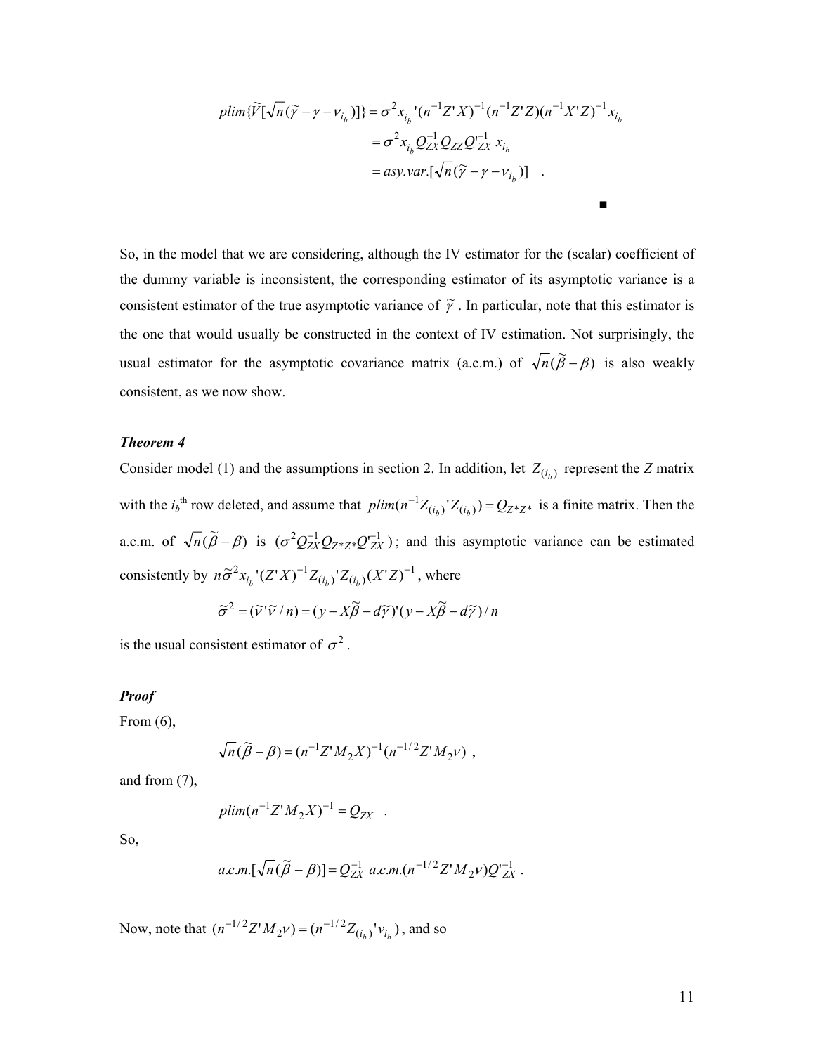$$
\begin{aligned}
plim\{\tilde{V}[\sqrt{n}(\tilde{\gamma} - \gamma - \nu_{i_b})]\} &= \sigma^2 x_{i_b}'(n^{-1}Z'X)^{-1}(n^{-1}Z'Z)(n^{-1}X'Z)^{-1} x_{i_b} \\
&= \sigma^2 x_{i_b} Q_{ZX}^{-1} Q_{ZZ} Q'^{-1}_{ZX}\, x_{i_b} \\
&= asy.var.[\sqrt{n}(\tilde{\gamma} - \gamma - \nu_{i_b})] \quad .
\end{aligned}
$$

■

So, in the model that we are considering, although the IV estimator for the (scalar) coefficient of the dummy variable is inconsistent, the corresponding estimator of its asymptotic variance is a consistent estimator of the true asymptotic variance of $\tilde{\gamma}$. In particular, note that this estimator is the one that would usually be constructed in the context of IV estimation. Not surprisingly, the usual estimator for the asymptotic covariance matrix (a.c.m.) of $\sqrt{n}(\tilde{\beta} - \beta)$ is also weakly consistent, as we now show.

***Theorem 4***

Consider model (1) and the assumptions in section 2. In addition, let $Z_{(i_b)}$ represent the *Z* matrix with the $i_b$th row deleted, and assume that $plim(n^{-1}Z_{(i_b)}'Z_{(i_b)}) = Q_{Z*Z*}$ is a finite matrix. Then the a.c.m. of $\sqrt{n}(\tilde{\beta} - \beta)$ is $(\sigma^2 Q_{ZX}^{-1} Q_{Z*Z*} Q'^{-1}_{ZX})$; and this asymptotic variance can be estimated consistently by $n\tilde{\sigma}^2 x_{i_b}'(Z'X)^{-1} Z_{(i_b)}'Z_{(i_b)}(X'Z)^{-1}$, where

$$
\tilde{\sigma}^2 = (\tilde{\nu}'\tilde{\nu}/n) = (y - X\tilde{\beta} - d\tilde{\gamma})'(y - X\tilde{\beta} - d\tilde{\gamma})/n
$$

is the usual consistent estimator of $\sigma^2$.

***Proof***

From (6),

$$
\sqrt{n}(\tilde{\beta} - \beta) = (n^{-1}Z'M_2X)^{-1}(n^{-1/2}Z'M_2\nu) \ ,
$$

and from (7),

$$
plim(n^{-1}Z'M_2X)^{-1} = Q_{ZX} \quad .
$$

So,

$$
a.c.m.[\sqrt{n}(\tilde{\beta} - \beta)] = Q_{ZX}^{-1}\ a.c.m.(n^{-1/2}Z'M_2\nu)Q'^{-1}_{ZX} \ .
$$

Now, note that $(n^{-1/2}Z'M_2\nu) = (n^{-1/2}Z_{(i_b)}'\nu_{i_b})$, and so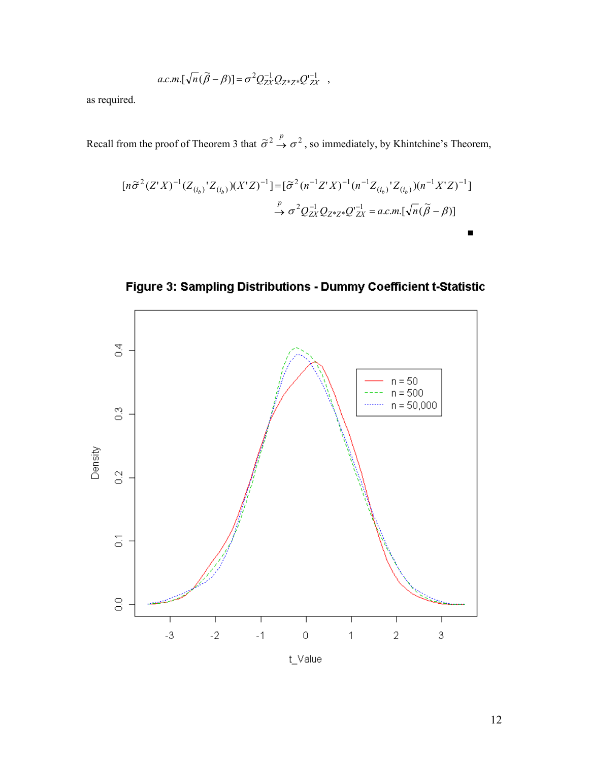$$a.c.m.[\sqrt{n}(\tilde{\beta}-\beta)] = \sigma^2 Q_{ZX}^{-1} Q_{Z*Z*} Q'^{-1}_{ZX} \quad ,$$

as required.

Recall from the proof of Theorem 3 that $\tilde{\sigma}^2 \xrightarrow{p} \sigma^2$, so immediately, by Khintchine's Theorem,

$$[n\tilde{\sigma}^2 (Z'X)^{-1}(Z_{(i_b)}{}'Z_{(i_b)})(X'Z)^{-1}] = [\tilde{\sigma}^2 (n^{-1}Z'X)^{-1}(n^{-1}Z_{(i_b)}{}'Z_{(i_b)})(n^{-1}X'Z)^{-1}]$$

$$\xrightarrow{p} \sigma^2 Q_{ZX}^{-1} Q_{Z*Z*} Q'^{-1}_{ZX} = a.c.m.[\sqrt{n}(\tilde{\beta}-\beta)]$$

■

**Figure 3: Sampling Distributions - Dummy Coefficient t-Statistic**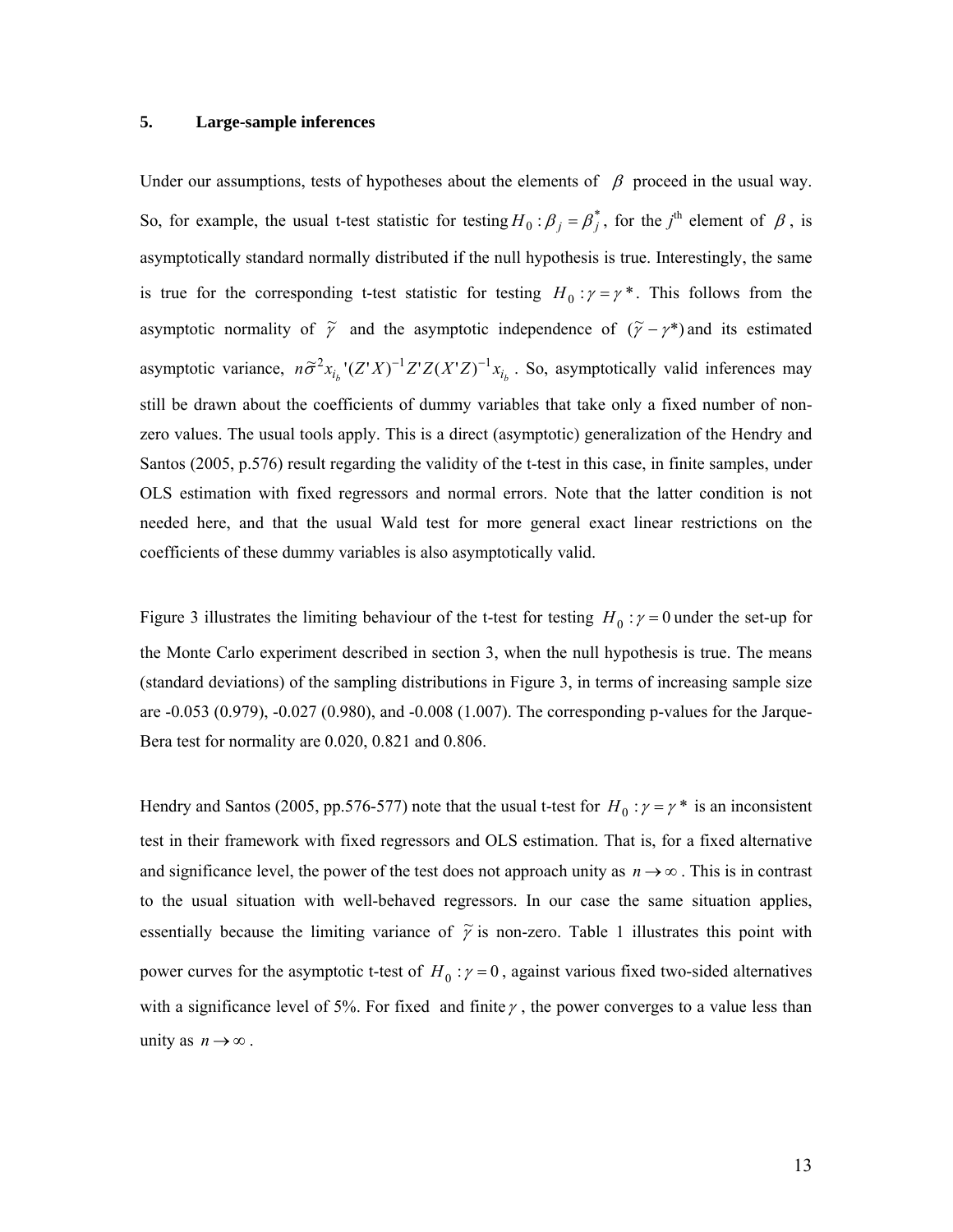## 5. Large-sample inferences

Under our assumptions, tests of hypotheses about the elements of $\beta$ proceed in the usual way. So, for example, the usual t-test statistic for testing $H_0 : \beta_j = \beta_j^*$, for the $j^{\text{th}}$ element of $\beta$, is asymptotically standard normally distributed if the null hypothesis is true. Interestingly, the same is true for the corresponding t-test statistic for testing $H_0 : \gamma = \gamma^*$. This follows from the asymptotic normality of $\tilde{\gamma}$ and the asymptotic independence of $(\tilde{\gamma} - \gamma^*)$ and its estimated asymptotic variance, $n\tilde{\sigma}^2 x_{i_b}'(Z'X)^{-1}Z'Z(X'Z)^{-1}x_{i_b}$. So, asymptotically valid inferences may still be drawn about the coefficients of dummy variables that take only a fixed number of non-zero values. The usual tools apply. This is a direct (asymptotic) generalization of the Hendry and Santos (2005, p.576) result regarding the validity of the t-test in this case, in finite samples, under OLS estimation with fixed regressors and normal errors. Note that the latter condition is not needed here, and that the usual Wald test for more general exact linear restrictions on the coefficients of these dummy variables is also asymptotically valid.

Figure 3 illustrates the limiting behaviour of the t-test for testing $H_0 : \gamma = 0$ under the set-up for the Monte Carlo experiment described in section 3, when the null hypothesis is true. The means (standard deviations) of the sampling distributions in Figure 3, in terms of increasing sample size are -0.053 (0.979), -0.027 (0.980), and -0.008 (1.007). The corresponding p-values for the Jarque-Bera test for normality are 0.020, 0.821 and 0.806.

Hendry and Santos (2005, pp.576-577) note that the usual t-test for $H_0 : \gamma = \gamma^*$ is an inconsistent test in their framework with fixed regressors and OLS estimation. That is, for a fixed alternative and significance level, the power of the test does not approach unity as $n \to \infty$. This is in contrast to the usual situation with well-behaved regressors. In our case the same situation applies, essentially because the limiting variance of $\tilde{\gamma}$ is non-zero. Table 1 illustrates this point with power curves for the asymptotic t-test of $H_0 : \gamma = 0$, against various fixed two-sided alternatives with a significance level of 5%. For fixed and finite $\gamma$, the power converges to a value less than unity as $n \to \infty$.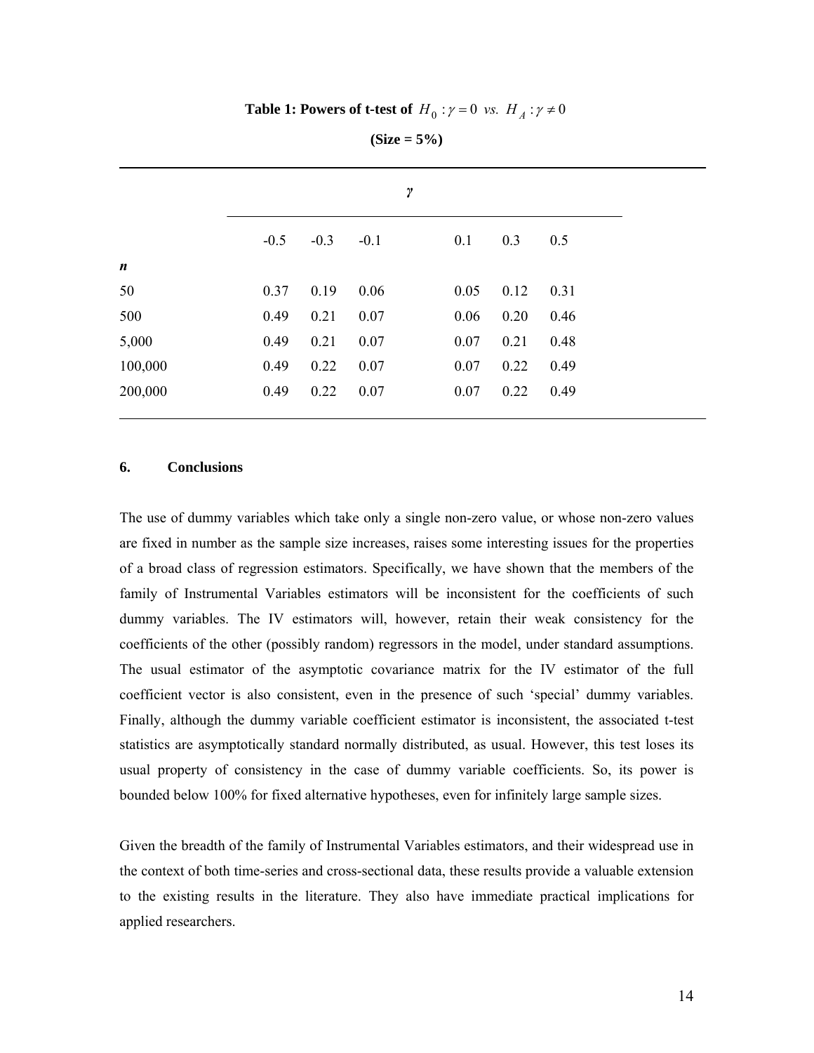**Table 1: Powers of t-test of $H_0 : \gamma = 0$ *vs.* $H_A : \gamma \neq 0$**

**(Size = 5%)**

| | $\gamma$ | | | | | |
|---|---|---|---|---|---|---|
| | -0.5 | -0.3 | -0.1 | 0.1 | 0.3 | 0.5 |
| ***n*** | | | | | | |
| 50 | 0.37 | 0.19 | 0.06 | 0.05 | 0.12 | 0.31 |
| 500 | 0.49 | 0.21 | 0.07 | 0.06 | 0.20 | 0.46 |
| 5,000 | 0.49 | 0.21 | 0.07 | 0.07 | 0.21 | 0.48 |
| 100,000 | 0.49 | 0.22 | 0.07 | 0.07 | 0.22 | 0.49 |
| 200,000 | 0.49 | 0.22 | 0.07 | 0.07 | 0.22 | 0.49 |

## 6. Conclusions

The use of dummy variables which take only a single non-zero value, or whose non-zero values are fixed in number as the sample size increases, raises some interesting issues for the properties of a broad class of regression estimators. Specifically, we have shown that the members of the family of Instrumental Variables estimators will be inconsistent for the coefficients of such dummy variables. The IV estimators will, however, retain their weak consistency for the coefficients of the other (possibly random) regressors in the model, under standard assumptions. The usual estimator of the asymptotic covariance matrix for the IV estimator of the full coefficient vector is also consistent, even in the presence of such 'special' dummy variables. Finally, although the dummy variable coefficient estimator is inconsistent, the associated t-test statistics are asymptotically standard normally distributed, as usual. However, this test loses its usual property of consistency in the case of dummy variable coefficients. So, its power is bounded below 100% for fixed alternative hypotheses, even for infinitely large sample sizes.

Given the breadth of the family of Instrumental Variables estimators, and their widespread use in the context of both time-series and cross-sectional data, these results provide a valuable extension to the existing results in the literature. They also have immediate practical implications for applied researchers.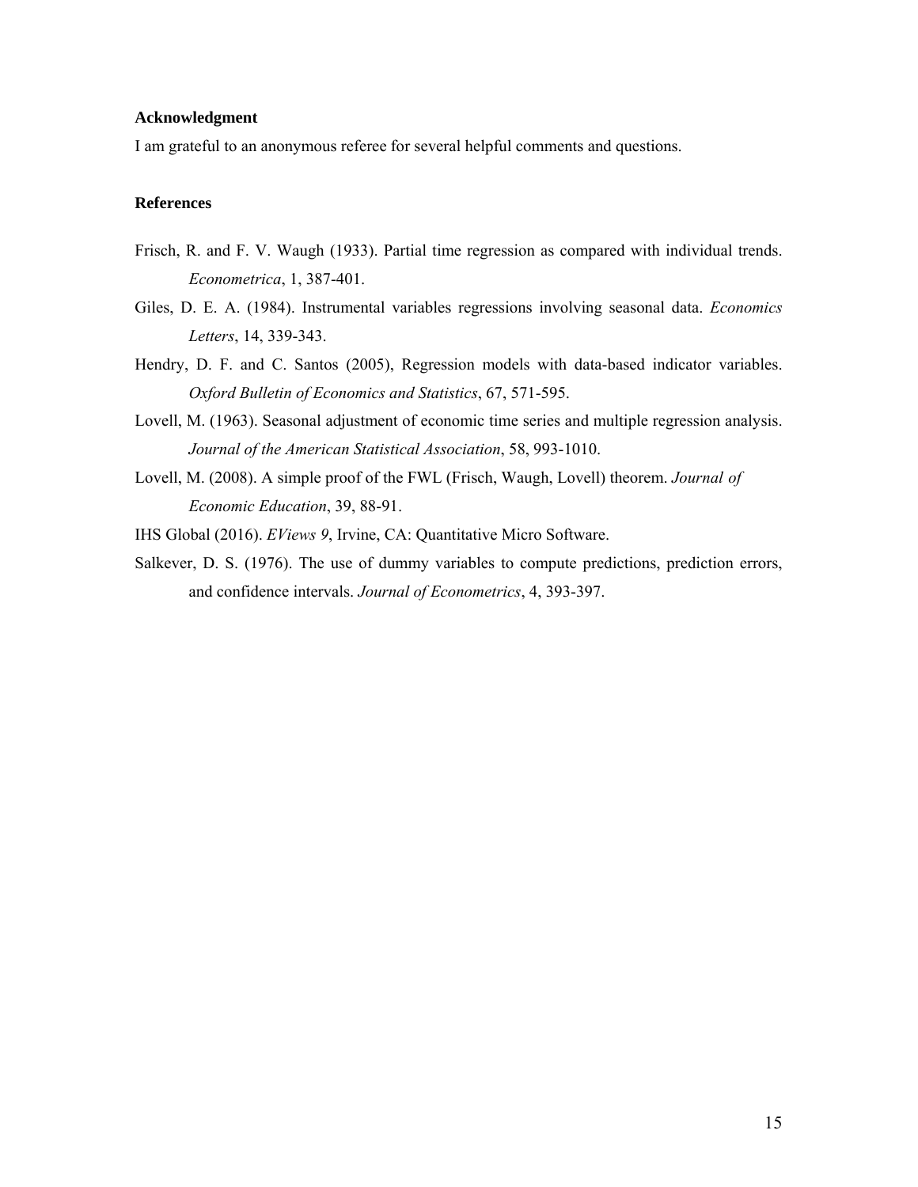## Acknowledgment

I am grateful to an anonymous referee for several helpful comments and questions.

## References

Frisch, R. and F. V. Waugh (1933). Partial time regression as compared with individual trends. *Econometrica*, 1, 387-401.

Giles, D. E. A. (1984). Instrumental variables regressions involving seasonal data. *Economics Letters*, 14, 339-343.

Hendry, D. F. and C. Santos (2005), Regression models with data-based indicator variables. *Oxford Bulletin of Economics and Statistics*, 67, 571-595.

Lovell, M. (1963). Seasonal adjustment of economic time series and multiple regression analysis. *Journal of the American Statistical Association*, 58, 993-1010.

Lovell, M. (2008). A simple proof of the FWL (Frisch, Waugh, Lovell) theorem. *Journal of Economic Education*, 39, 88-91.

IHS Global (2016). *EViews 9*, Irvine, CA: Quantitative Micro Software.

Salkever, D. S. (1976). The use of dummy variables to compute predictions, prediction errors, and confidence intervals. *Journal of Econometrics*, 4, 393-397.